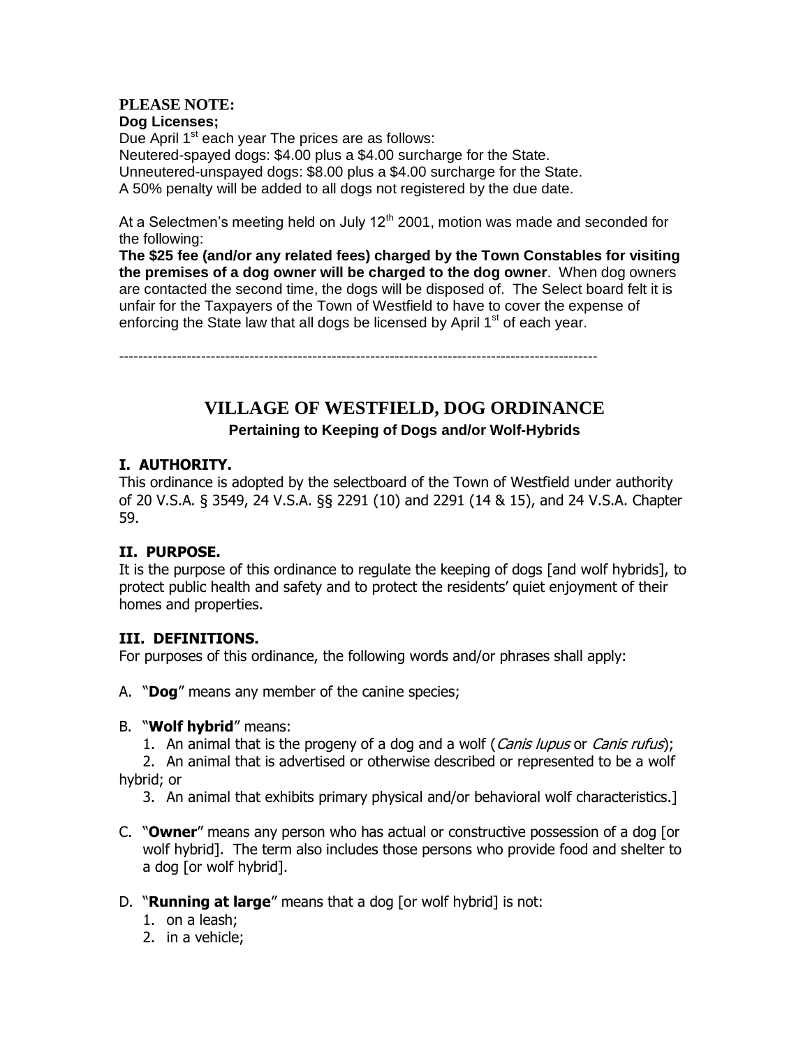**PLEASE NOTE:**

**Dog Licenses;**

Due April 1st each year The prices are as follows:
Neutered-spayed dogs: $4.00 plus a $4.00 surcharge for the State.
Unneutered-unspayed dogs: $8.00 plus a $4.00 surcharge for the State.
A 50% penalty will be added to all dogs not registered by the due date.

At a Selectmen's meeting held on July 12th 2001, motion was made and seconded for the following:
**The $25 fee (and/or any related fees) charged by the Town Constables for visiting the premises of a dog owner will be charged to the dog owner**. When dog owners are contacted the second time, the dogs will be disposed of. The Select board felt it is unfair for the Taxpayers of the Town of Westfield to have to cover the expense of enforcing the State law that all dogs be licensed by April 1st of each year.

---

# VILLAGE OF WESTFIELD, DOG ORDINANCE

**Pertaining to Keeping of Dogs and/or Wolf-Hybrids**

## I. AUTHORITY.

This ordinance is adopted by the selectboard of the Town of Westfield under authority of 20 V.S.A. § 3549, 24 V.S.A. §§ 2291 (10) and 2291 (14 & 15), and 24 V.S.A. Chapter 59.

## II. PURPOSE.

It is the purpose of this ordinance to regulate the keeping of dogs [and wolf hybrids], to protect public health and safety and to protect the residents' quiet enjoyment of their homes and properties.

## III. DEFINITIONS.

For purposes of this ordinance, the following words and/or phrases shall apply:

A. "**Dog**" means any member of the canine species;

B. "**Wolf hybrid**" means:
   1. An animal that is the progeny of a dog and a wolf (*Canis lupus* or *Canis rufus*);
   2. An animal that is advertised or otherwise described or represented to be a wolf hybrid; or
   3. An animal that exhibits primary physical and/or behavioral wolf characteristics.]

C. "**Owner**" means any person who has actual or constructive possession of a dog [or wolf hybrid]. The term also includes those persons who provide food and shelter to a dog [or wolf hybrid].

D. "**Running at large**" means that a dog [or wolf hybrid] is not:
   1. on a leash;
   2. in a vehicle;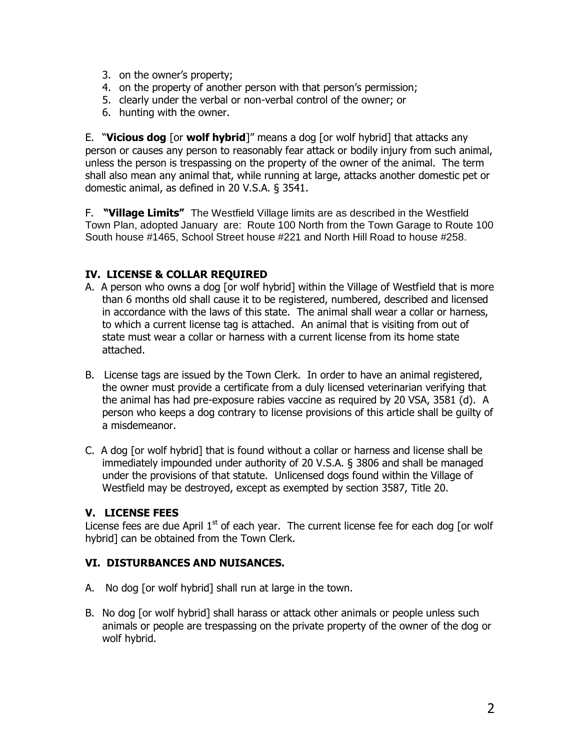3. on the owner's property;
4. on the property of another person with that person's permission;
5. clearly under the verbal or non-verbal control of the owner; or
6. hunting with the owner.

E. "**Vicious dog** [or **wolf hybrid**]" means a dog [or wolf hybrid] that attacks any person or causes any person to reasonably fear attack or bodily injury from such animal, unless the person is trespassing on the property of the owner of the animal. The term shall also mean any animal that, while running at large, attacks another domestic pet or domestic animal, as defined in 20 V.S.A. § 3541.

F. **"Village Limits"** The Westfield Village limits are as described in the Westfield Town Plan, adopted January are: Route 100 North from the Town Garage to Route 100 South house #1465, School Street house #221 and North Hill Road to house #258.

## IV. LICENSE & COLLAR REQUIRED

A. A person who owns a dog [or wolf hybrid] within the Village of Westfield that is more than 6 months old shall cause it to be registered, numbered, described and licensed in accordance with the laws of this state. The animal shall wear a collar or harness, to which a current license tag is attached. An animal that is visiting from out of state must wear a collar or harness with a current license from its home state attached.

B. License tags are issued by the Town Clerk. In order to have an animal registered, the owner must provide a certificate from a duly licensed veterinarian verifying that the animal has had pre-exposure rabies vaccine as required by 20 VSA, 3581 (d). A person who keeps a dog contrary to license provisions of this article shall be guilty of a misdemeanor.

C. A dog [or wolf hybrid] that is found without a collar or harness and license shall be immediately impounded under authority of 20 V.S.A. § 3806 and shall be managed under the provisions of that statute. Unlicensed dogs found within the Village of Westfield may be destroyed, except as exempted by section 3587, Title 20.

## V. LICENSE FEES

License fees are due April 1st of each year. The current license fee for each dog [or wolf hybrid] can be obtained from the Town Clerk.

## VI. DISTURBANCES AND NUISANCES.

A. No dog [or wolf hybrid] shall run at large in the town.

B. No dog [or wolf hybrid] shall harass or attack other animals or people unless such animals or people are trespassing on the private property of the owner of the dog or wolf hybrid.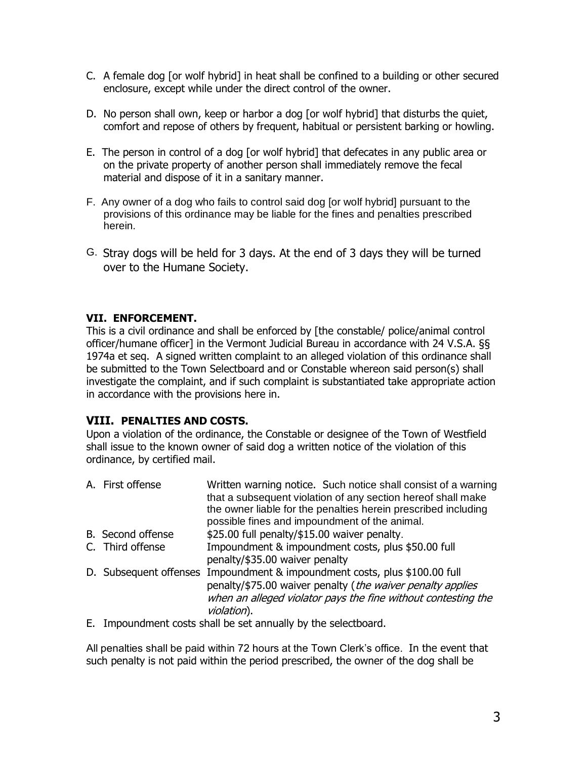C. A female dog [or wolf hybrid] in heat shall be confined to a building or other secured enclosure, except while under the direct control of the owner.

D. No person shall own, keep or harbor a dog [or wolf hybrid] that disturbs the quiet, comfort and repose of others by frequent, habitual or persistent barking or howling.

E. The person in control of a dog [or wolf hybrid] that defecates in any public area or on the private property of another person shall immediately remove the fecal material and dispose of it in a sanitary manner.

F. Any owner of a dog who fails to control said dog [or wolf hybrid] pursuant to the provisions of this ordinance may be liable for the fines and penalties prescribed herein.

G. Stray dogs will be held for 3 days. At the end of 3 days they will be turned over to the Humane Society.

## VII. ENFORCEMENT.

This is a civil ordinance and shall be enforced by [the constable/ police/animal control officer/humane officer] in the Vermont Judicial Bureau in accordance with 24 V.S.A. §§ 1974a et seq. A signed written complaint to an alleged violation of this ordinance shall be submitted to the Town Selectboard and or Constable whereon said person(s) shall investigate the complaint, and if such complaint is substantiated take appropriate action in accordance with the provisions here in.

## VIII. PENALTIES AND COSTS.

Upon a violation of the ordinance, the Constable or designee of the Town of Westfield shall issue to the known owner of said dog a written notice of the violation of this ordinance, by certified mail.

| | |
|---|---|
| A. First offense | Written warning notice. Such notice shall consist of a warning that a subsequent violation of any section hereof shall make the owner liable for the penalties herein prescribed including possible fines and impoundment of the animal. |
| B. Second offense | $25.00 full penalty/$15.00 waiver penalty. |
| C. Third offense | Impoundment & impoundment costs, plus $50.00 full penalty/$35.00 waiver penalty |
| D. Subsequent offenses | Impoundment & impoundment costs, plus $100.00 full penalty/$75.00 waiver penalty (*the waiver penalty applies when an alleged violator pays the fine without contesting the violation*). |

E. Impoundment costs shall be set annually by the selectboard.

All penalties shall be paid within 72 hours at the Town Clerk's office. In the event that such penalty is not paid within the period prescribed, the owner of the dog shall be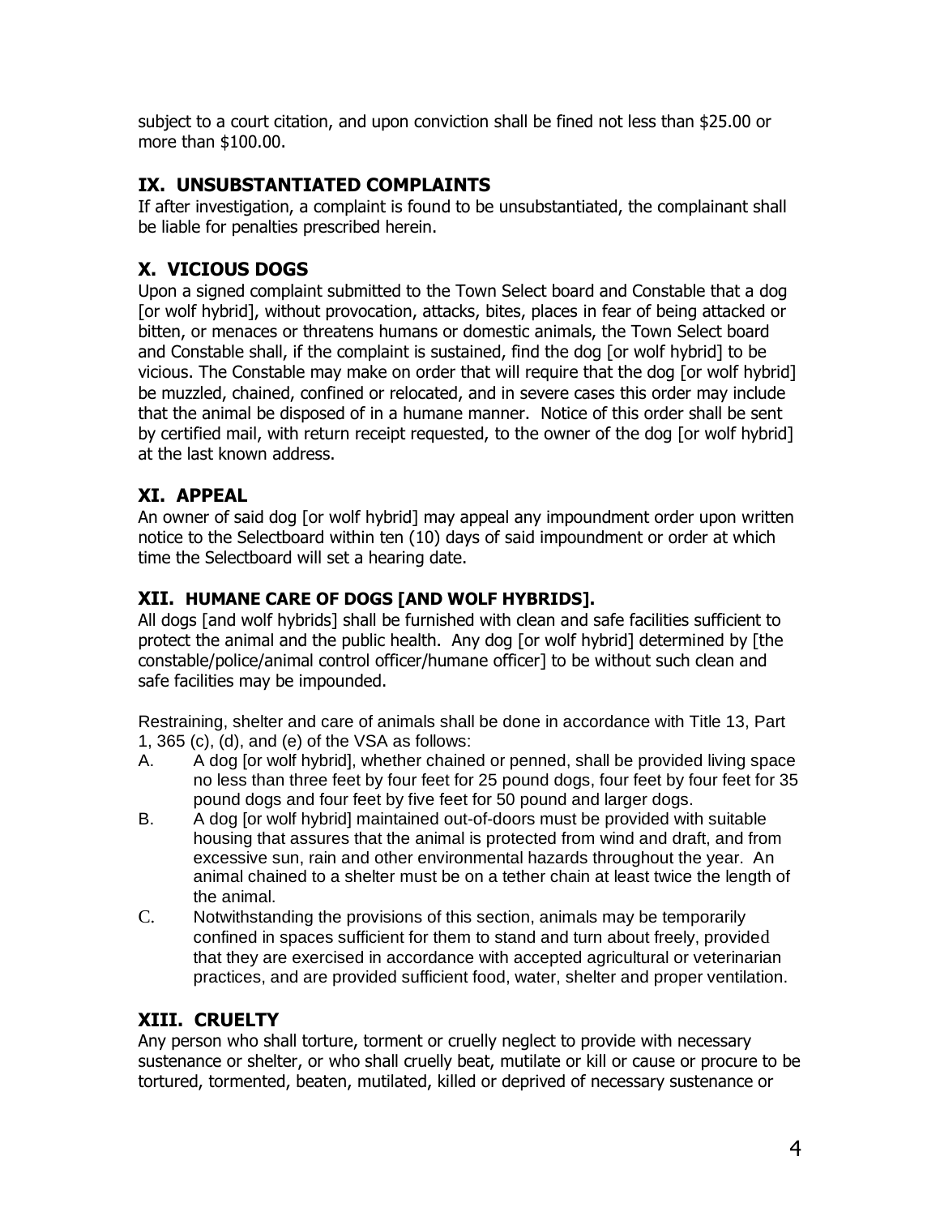subject to a court citation, and upon conviction shall be fined not less than $25.00 or more than $100.00.

## IX. UNSUBSTANTIATED COMPLAINTS

If after investigation, a complaint is found to be unsubstantiated, the complainant shall be liable for penalties prescribed herein.

## X. VICIOUS DOGS

Upon a signed complaint submitted to the Town Select board and Constable that a dog [or wolf hybrid], without provocation, attacks, bites, places in fear of being attacked or bitten, or menaces or threatens humans or domestic animals, the Town Select board and Constable shall, if the complaint is sustained, find the dog [or wolf hybrid] to be vicious. The Constable may make on order that will require that the dog [or wolf hybrid] be muzzled, chained, confined or relocated, and in severe cases this order may include that the animal be disposed of in a humane manner. Notice of this order shall be sent by certified mail, with return receipt requested, to the owner of the dog [or wolf hybrid] at the last known address.

## XI. APPEAL

An owner of said dog [or wolf hybrid] may appeal any impoundment order upon written notice to the Selectboard within ten (10) days of said impoundment or order at which time the Selectboard will set a hearing date.

## XII. HUMANE CARE OF DOGS [AND WOLF HYBRIDS].

All dogs [and wolf hybrids] shall be furnished with clean and safe facilities sufficient to protect the animal and the public health. Any dog [or wolf hybrid] determined by [the constable/police/animal control officer/humane officer] to be without such clean and safe facilities may be impounded.

Restraining, shelter and care of animals shall be done in accordance with Title 13, Part 1, 365 (c), (d), and (e) of the VSA as follows:

A. A dog [or wolf hybrid], whether chained or penned, shall be provided living space no less than three feet by four feet for 25 pound dogs, four feet by four feet for 35 pound dogs and four feet by five feet for 50 pound and larger dogs.

B. A dog [or wolf hybrid] maintained out-of-doors must be provided with suitable housing that assures that the animal is protected from wind and draft, and from excessive sun, rain and other environmental hazards throughout the year. An animal chained to a shelter must be on a tether chain at least twice the length of the animal.

C. Notwithstanding the provisions of this section, animals may be temporarily confined in spaces sufficient for them to stand and turn about freely, provided that they are exercised in accordance with accepted agricultural or veterinarian practices, and are provided sufficient food, water, shelter and proper ventilation.

## XIII. CRUELTY

Any person who shall torture, torment or cruelly neglect to provide with necessary sustenance or shelter, or who shall cruelly beat, mutilate or kill or cause or procure to be tortured, tormented, beaten, mutilated, killed or deprived of necessary sustenance or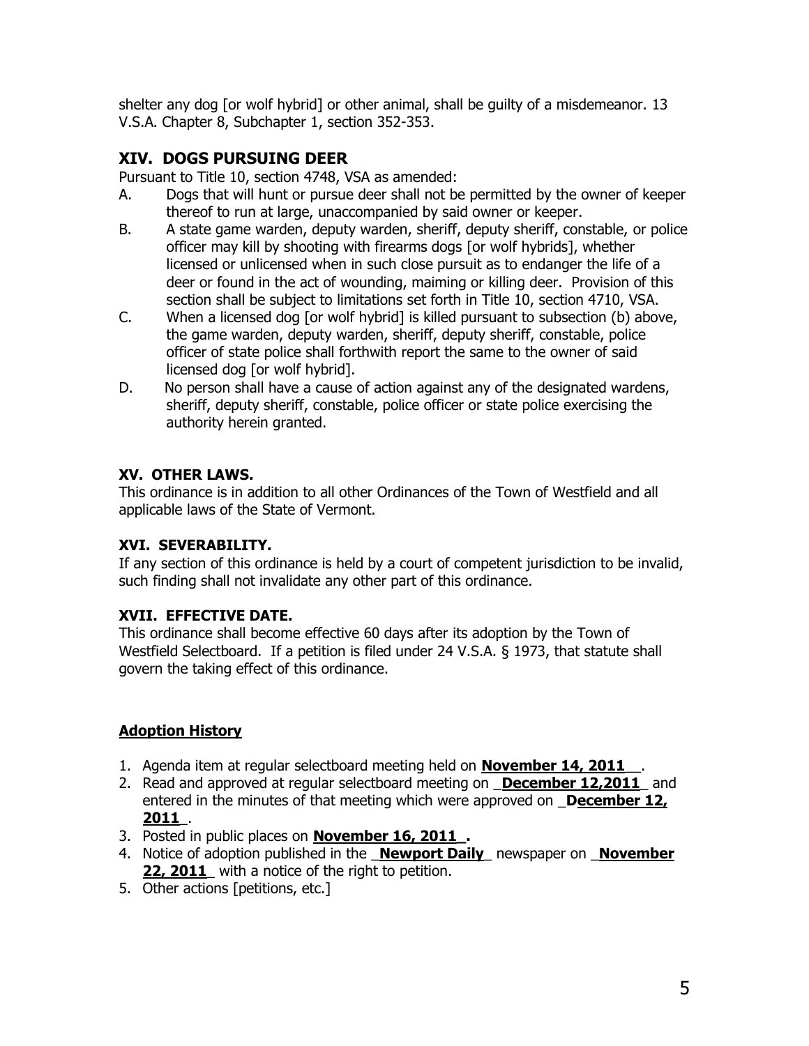shelter any dog [or wolf hybrid] or other animal, shall be guilty of a misdemeanor. 13 V.S.A. Chapter 8, Subchapter 1, section 352-353.

## XIV. DOGS PURSUING DEER

Pursuant to Title 10, section 4748, VSA as amended:

A. Dogs that will hunt or pursue deer shall not be permitted by the owner of keeper thereof to run at large, unaccompanied by said owner or keeper.

B. A state game warden, deputy warden, sheriff, deputy sheriff, constable, or police officer may kill by shooting with firearms dogs [or wolf hybrids], whether licensed or unlicensed when in such close pursuit as to endanger the life of a deer or found in the act of wounding, maiming or killing deer. Provision of this section shall be subject to limitations set forth in Title 10, section 4710, VSA.

C. When a licensed dog [or wolf hybrid] is killed pursuant to subsection (b) above, the game warden, deputy warden, sheriff, deputy sheriff, constable, police officer of state police shall forthwith report the same to the owner of said licensed dog [or wolf hybrid].

D. No person shall have a cause of action against any of the designated wardens, sheriff, deputy sheriff, constable, police officer or state police exercising the authority herein granted.

### XV. OTHER LAWS.

This ordinance is in addition to all other Ordinances of the Town of Westfield and all applicable laws of the State of Vermont.

### XVI. SEVERABILITY.

If any section of this ordinance is held by a court of competent jurisdiction to be invalid, such finding shall not invalidate any other part of this ordinance.

### XVII. EFFECTIVE DATE.

This ordinance shall become effective 60 days after its adoption by the Town of Westfield Selectboard. If a petition is filed under 24 V.S.A. § 1973, that statute shall govern the taking effect of this ordinance.

**Adoption History**

1. Agenda item at regular selectboard meeting held on **November 14, 2011** .
2. Read and approved at regular selectboard meeting on **December 12,2011** and entered in the minutes of that meeting which were approved on **December 12, 2011** .
3. Posted in public places on **November 16, 2011 .**
4. Notice of adoption published in the **Newport Daily** newspaper on **November 22, 2011** with a notice of the right to petition.
5. Other actions [petitions, etc.]